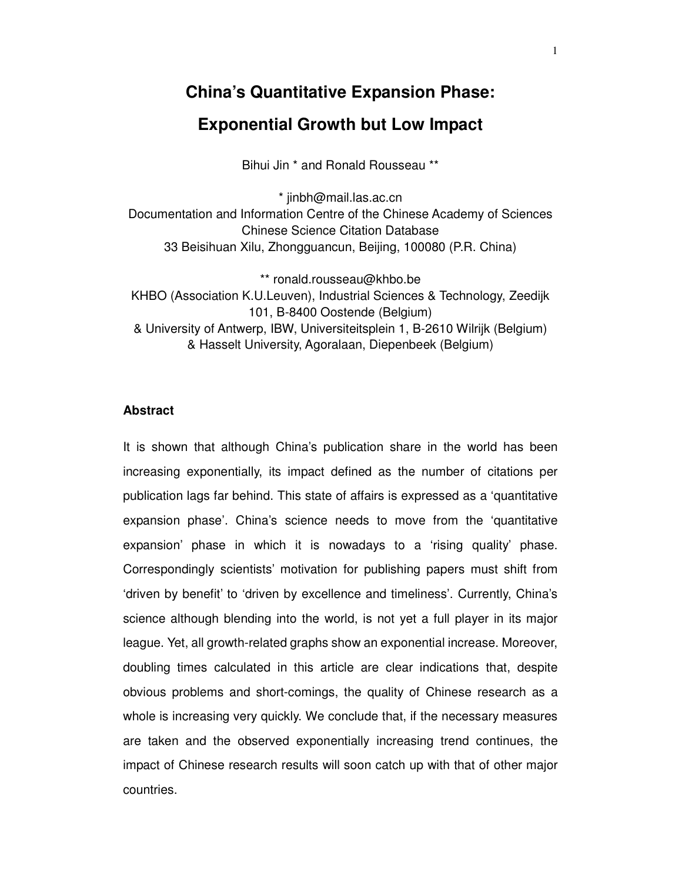# China's Quantitative Expansion Phase: Exponential Growth but Low Impact

Bihui Jin * and Ronald Rousseau **

\* jinbh@mail.las.ac.cn
Documentation and Information Centre of the Chinese Academy of Sciences
Chinese Science Citation Database
33 Beisihuan Xilu, Zhongguancun, Beijing, 100080 (P.R. China)

\*\* ronald.rousseau@khbo.be
KHBO (Association K.U.Leuven), Industrial Sciences & Technology, Zeedijk 101, B-8400 Oostende (Belgium)
& University of Antwerp, IBW, Universiteitsplein 1, B-2610 Wilrijk (Belgium)
& Hasselt University, Agoralaan, Diepenbeek (Belgium)

## Abstract

It is shown that although China's publication share in the world has been increasing exponentially, its impact defined as the number of citations per publication lags far behind. This state of affairs is expressed as a 'quantitative expansion phase'. China's science needs to move from the 'quantitative expansion' phase in which it is nowadays to a 'rising quality' phase. Correspondingly scientists' motivation for publishing papers must shift from 'driven by benefit' to 'driven by excellence and timeliness'. Currently, China's science although blending into the world, is not yet a full player in its major league. Yet, all growth-related graphs show an exponential increase. Moreover, doubling times calculated in this article are clear indications that, despite obvious problems and short-comings, the quality of Chinese research as a whole is increasing very quickly. We conclude that, if the necessary measures are taken and the observed exponentially increasing trend continues, the impact of Chinese research results will soon catch up with that of other major countries.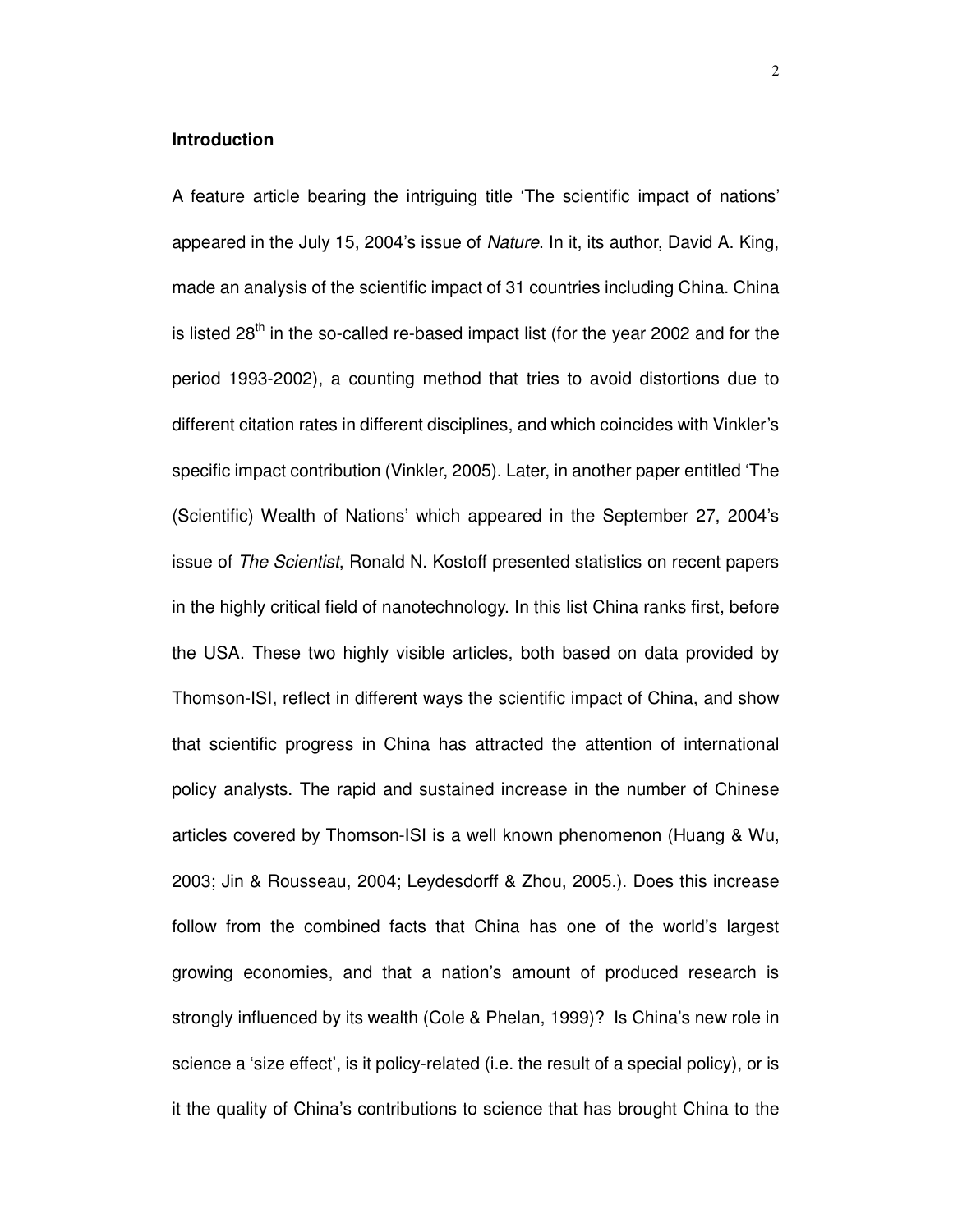## Introduction

A feature article bearing the intriguing title 'The scientific impact of nations' appeared in the July 15, 2004's issue of *Nature*. In it, its author, David A. King, made an analysis of the scientific impact of 31 countries including China. China is listed 28th in the so-called re-based impact list (for the year 2002 and for the period 1993-2002), a counting method that tries to avoid distortions due to different citation rates in different disciplines, and which coincides with Vinkler's specific impact contribution (Vinkler, 2005). Later, in another paper entitled 'The (Scientific) Wealth of Nations' which appeared in the September 27, 2004's issue of *The Scientist*, Ronald N. Kostoff presented statistics on recent papers in the highly critical field of nanotechnology. In this list China ranks first, before the USA. These two highly visible articles, both based on data provided by Thomson-ISI, reflect in different ways the scientific impact of China, and show that scientific progress in China has attracted the attention of international policy analysts. The rapid and sustained increase in the number of Chinese articles covered by Thomson-ISI is a well known phenomenon (Huang & Wu, 2003; Jin & Rousseau, 2004; Leydesdorff & Zhou, 2005.). Does this increase follow from the combined facts that China has one of the world's largest growing economies, and that a nation's amount of produced research is strongly influenced by its wealth (Cole & Phelan, 1999)? Is China's new role in science a 'size effect', is it policy-related (i.e. the result of a special policy), or is it the quality of China's contributions to science that has brought China to the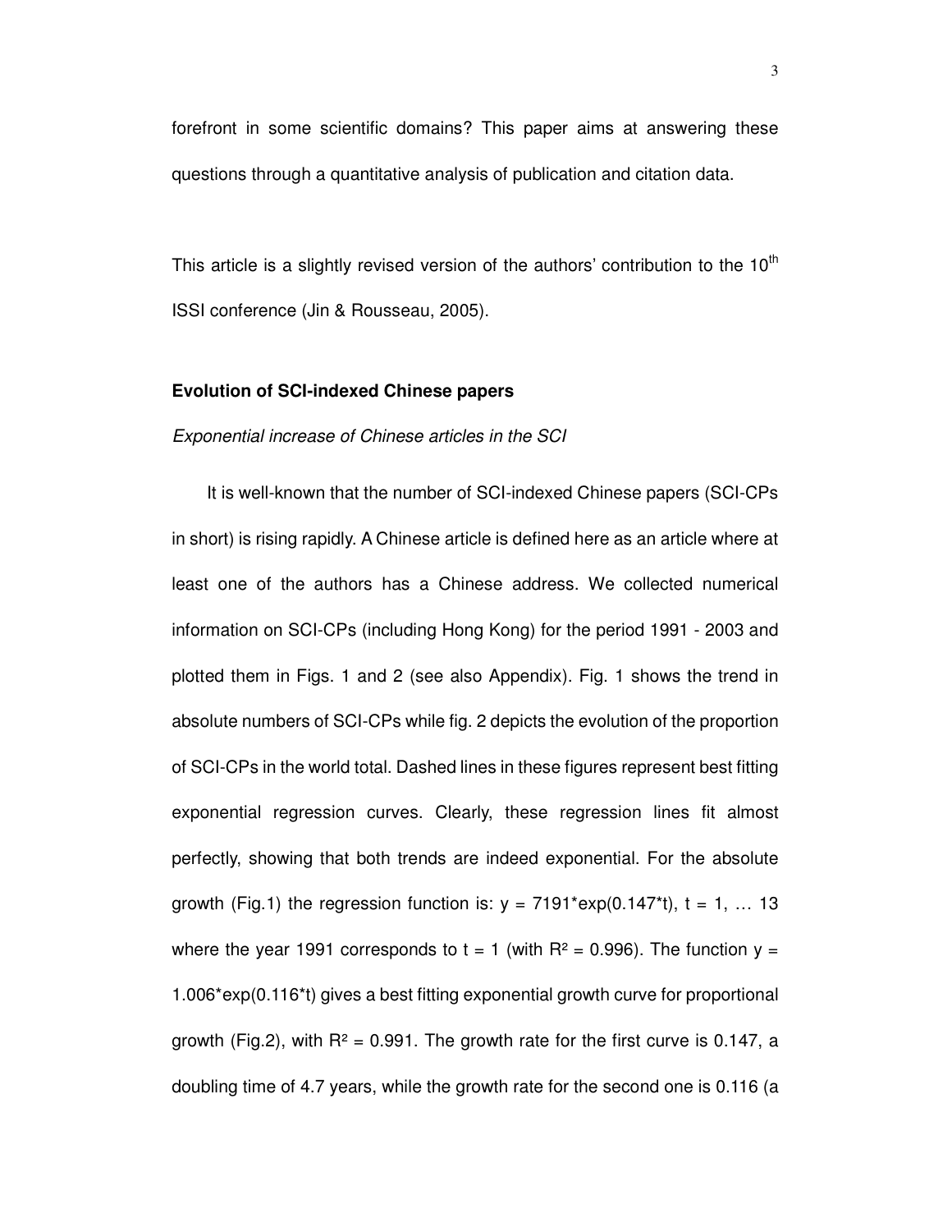forefront in some scientific domains? This paper aims at answering these questions through a quantitative analysis of publication and citation data.

This article is a slightly revised version of the authors' contribution to the 10th ISSI conference (Jin & Rousseau, 2005).

## Evolution of SCI-indexed Chinese papers

### *Exponential increase of Chinese articles in the SCI*

It is well-known that the number of SCI-indexed Chinese papers (SCI-CPs in short) is rising rapidly. A Chinese article is defined here as an article where at least one of the authors has a Chinese address. We collected numerical information on SCI-CPs (including Hong Kong) for the period 1991 - 2003 and plotted them in Figs. 1 and 2 (see also Appendix). Fig. 1 shows the trend in absolute numbers of SCI-CPs while fig. 2 depicts the evolution of the proportion of SCI-CPs in the world total. Dashed lines in these figures represent best fitting exponential regression curves. Clearly, these regression lines fit almost perfectly, showing that both trends are indeed exponential. For the absolute growth (Fig.1) the regression function is: $y = 7191 \cdot \exp(0.147 \cdot t)$, $t = 1, \ldots 13$ where the year 1991 corresponds to $t = 1$ (with $R^2 = 0.996$). The function $y = 1.006 \cdot \exp(0.116 \cdot t)$ gives a best fitting exponential growth curve for proportional growth (Fig.2), with $R^2 = 0.991$. The growth rate for the first curve is 0.147, a doubling time of 4.7 years, while the growth rate for the second one is 0.116 (a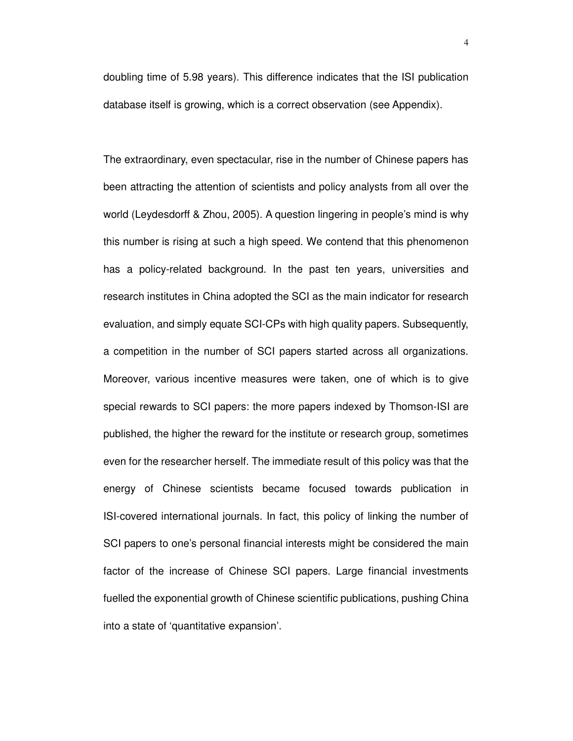doubling time of 5.98 years). This difference indicates that the ISI publication database itself is growing, which is a correct observation (see Appendix).

The extraordinary, even spectacular, rise in the number of Chinese papers has been attracting the attention of scientists and policy analysts from all over the world (Leydesdorff & Zhou, 2005). A question lingering in people's mind is why this number is rising at such a high speed. We contend that this phenomenon has a policy-related background. In the past ten years, universities and research institutes in China adopted the SCI as the main indicator for research evaluation, and simply equate SCI-CPs with high quality papers. Subsequently, a competition in the number of SCI papers started across all organizations. Moreover, various incentive measures were taken, one of which is to give special rewards to SCI papers: the more papers indexed by Thomson-ISI are published, the higher the reward for the institute or research group, sometimes even for the researcher herself. The immediate result of this policy was that the energy of Chinese scientists became focused towards publication in ISI-covered international journals. In fact, this policy of linking the number of SCI papers to one's personal financial interests might be considered the main factor of the increase of Chinese SCI papers. Large financial investments fuelled the exponential growth of Chinese scientific publications, pushing China into a state of 'quantitative expansion'.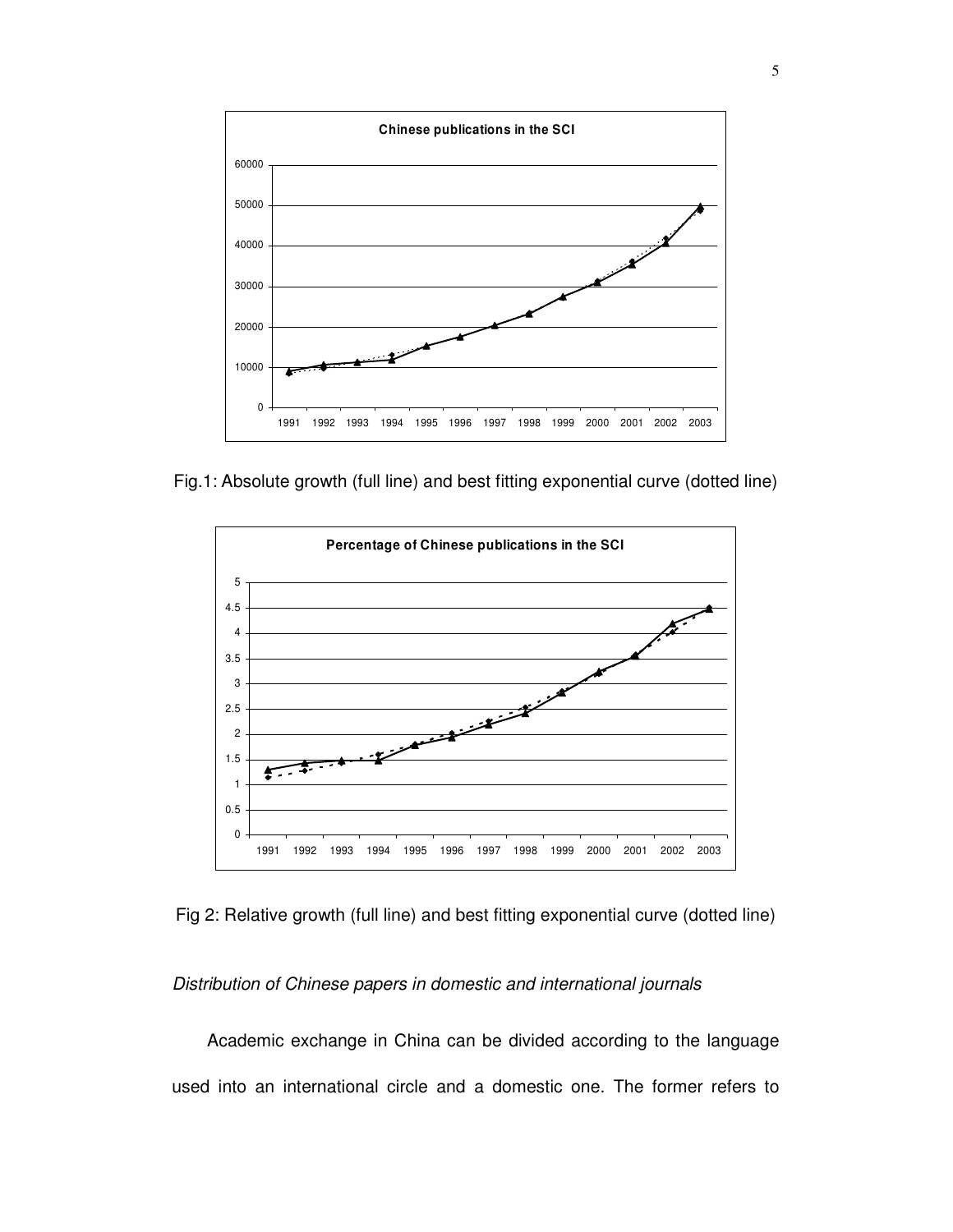Chinese publications in the SCI

60000
50000
40000
30000
20000
10000
0

1991 1992 1993 1994 1995 1996 1997 1998 1999 2000 2001 2002 2003

Fig.1: Absolute growth (full line) and best fitting exponential curve (dotted line)

Percentage of Chinese publications in the SCI

5
4.5
4
3.5
3
2.5
2
1.5
1
0.5
0

1991 1992 1993 1994 1995 1996 1997 1998 1999 2000 2001 2002 2003

Fig 2: Relative growth (full line) and best fitting exponential curve (dotted line)

*Distribution of Chinese papers in domestic and international journals*

Academic exchange in China can be divided according to the language used into an international circle and a domestic one. The former refers to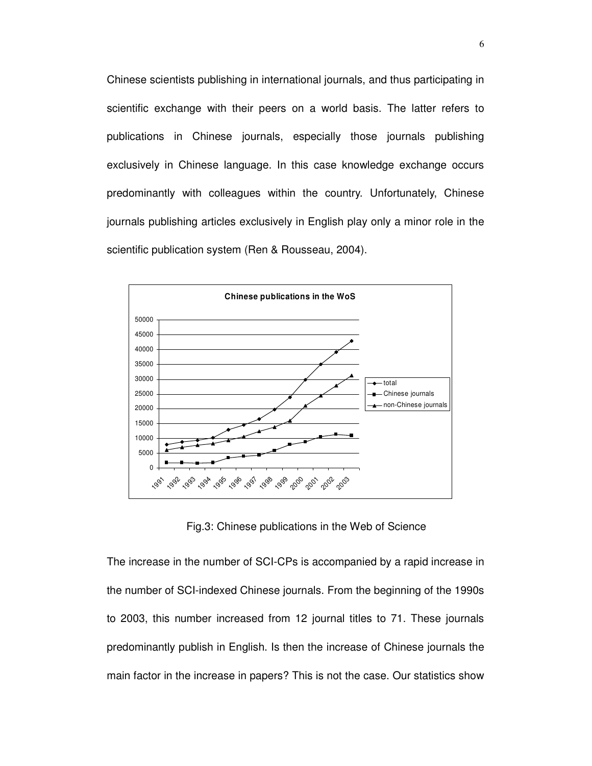Chinese scientists publishing in international journals, and thus participating in scientific exchange with their peers on a world basis. The latter refers to publications in Chinese journals, especially those journals publishing exclusively in Chinese language. In this case knowledge exchange occurs predominantly with colleagues within the country. Unfortunately, Chinese journals publishing articles exclusively in English play only a minor role in the scientific publication system (Ren & Rousseau, 2004).

Chinese publications in the WoS

50000
45000
40000
35000
30000
25000
20000
15000
10000
5000
0

1991 1992 1993 1994 1995 1996 1997 1998 1999 2000 2001 2002 2003

total
Chinese journals
non-Chinese journals

Fig.3: Chinese publications in the Web of Science

The increase in the number of SCI-CPs is accompanied by a rapid increase in the number of SCI-indexed Chinese journals. From the beginning of the 1990s to 2003, this number increased from 12 journal titles to 71. These journals predominantly publish in English. Is then the increase of Chinese journals the main factor in the increase in papers? This is not the case. Our statistics show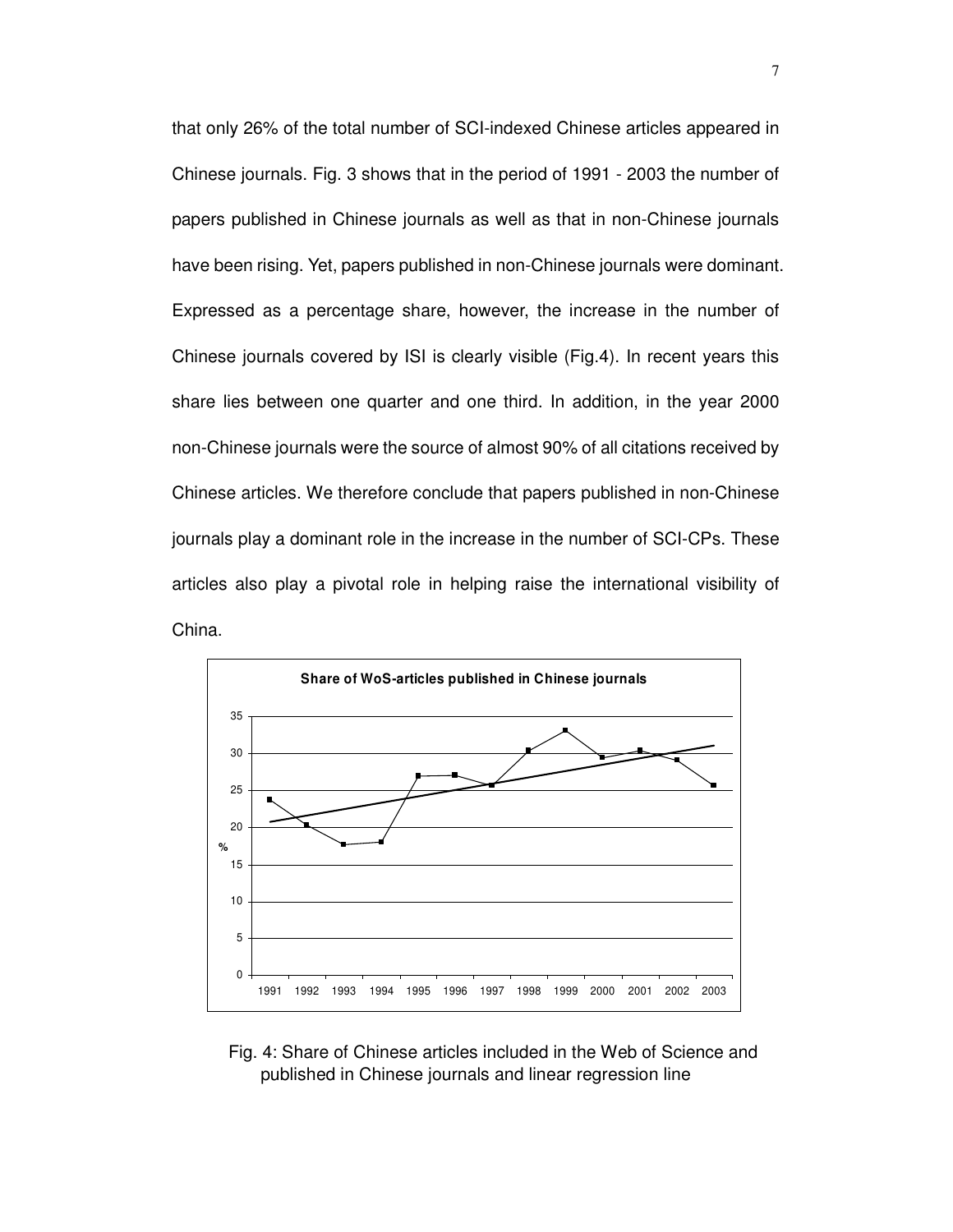that only 26% of the total number of SCI-indexed Chinese articles appeared in Chinese journals. Fig. 3 shows that in the period of 1991 - 2003 the number of papers published in Chinese journals as well as that in non-Chinese journals have been rising. Yet, papers published in non-Chinese journals were dominant. Expressed as a percentage share, however, the increase in the number of Chinese journals covered by ISI is clearly visible (Fig.4). In recent years this share lies between one quarter and one third. In addition, in the year 2000 non-Chinese journals were the source of almost 90% of all citations received by Chinese articles. We therefore conclude that papers published in non-Chinese journals play a dominant role in the increase in the number of SCI-CPs. These articles also play a pivotal role in helping raise the international visibility of China.

Share of WoS-articles published in Chinese journals

%

35
30
25
20
15
10
5
0

1991 1992 1993 1994 1995 1996 1997 1998 1999 2000 2001 2002 2003

Fig. 4: Share of Chinese articles included in the Web of Science and published in Chinese journals and linear regression line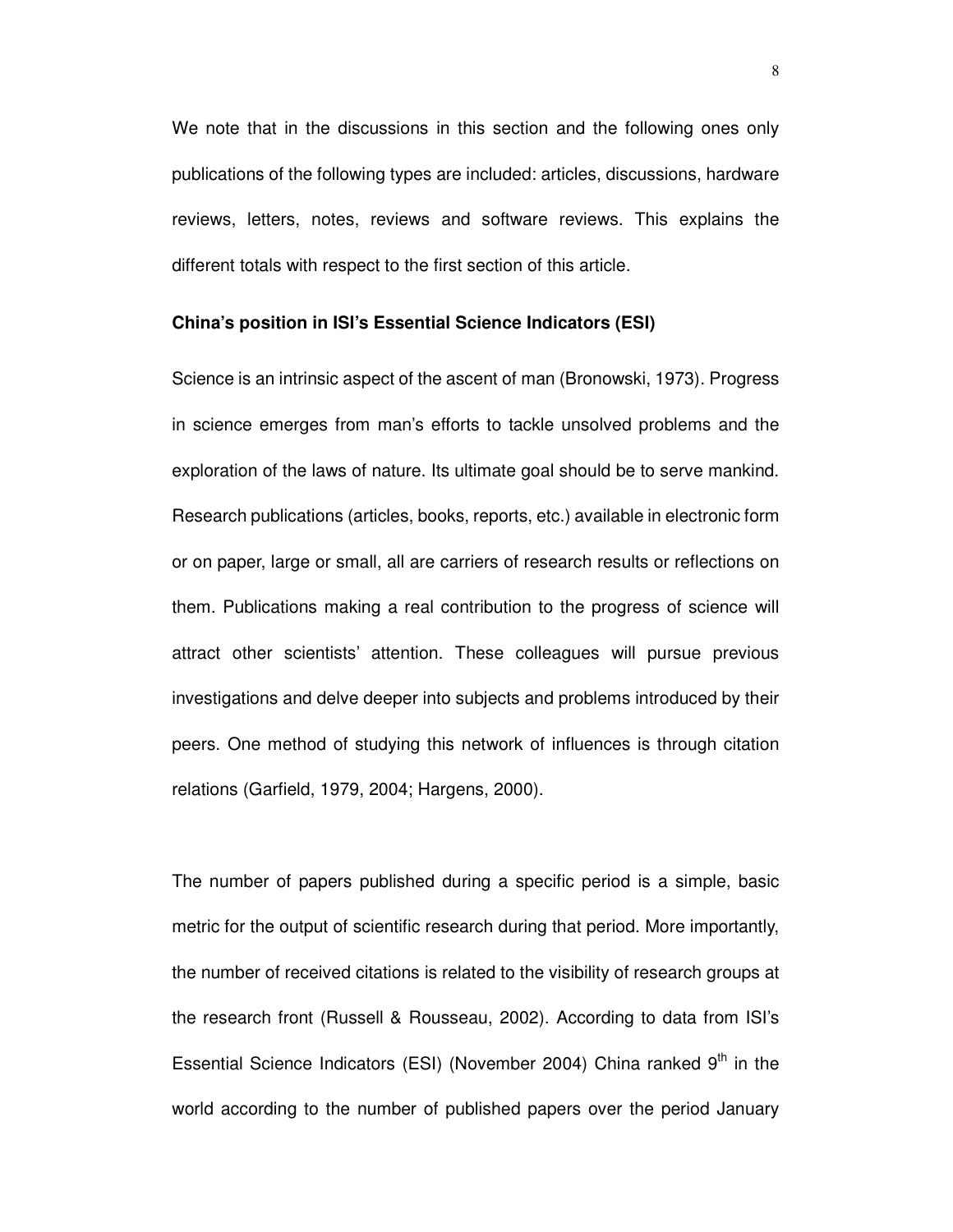We note that in the discussions in this section and the following ones only publications of the following types are included: articles, discussions, hardware reviews, letters, notes, reviews and software reviews. This explains the different totals with respect to the first section of this article.

## China's position in ISI's Essential Science Indicators (ESI)

Science is an intrinsic aspect of the ascent of man (Bronowski, 1973). Progress in science emerges from man's efforts to tackle unsolved problems and the exploration of the laws of nature. Its ultimate goal should be to serve mankind. Research publications (articles, books, reports, etc.) available in electronic form or on paper, large or small, all are carriers of research results or reflections on them. Publications making a real contribution to the progress of science will attract other scientists' attention. These colleagues will pursue previous investigations and delve deeper into subjects and problems introduced by their peers. One method of studying this network of influences is through citation relations (Garfield, 1979, 2004; Hargens, 2000).

The number of papers published during a specific period is a simple, basic metric for the output of scientific research during that period. More importantly, the number of received citations is related to the visibility of research groups at the research front (Russell & Rousseau, 2002). According to data from ISI's Essential Science Indicators (ESI) (November 2004) China ranked 9th in the world according to the number of published papers over the period January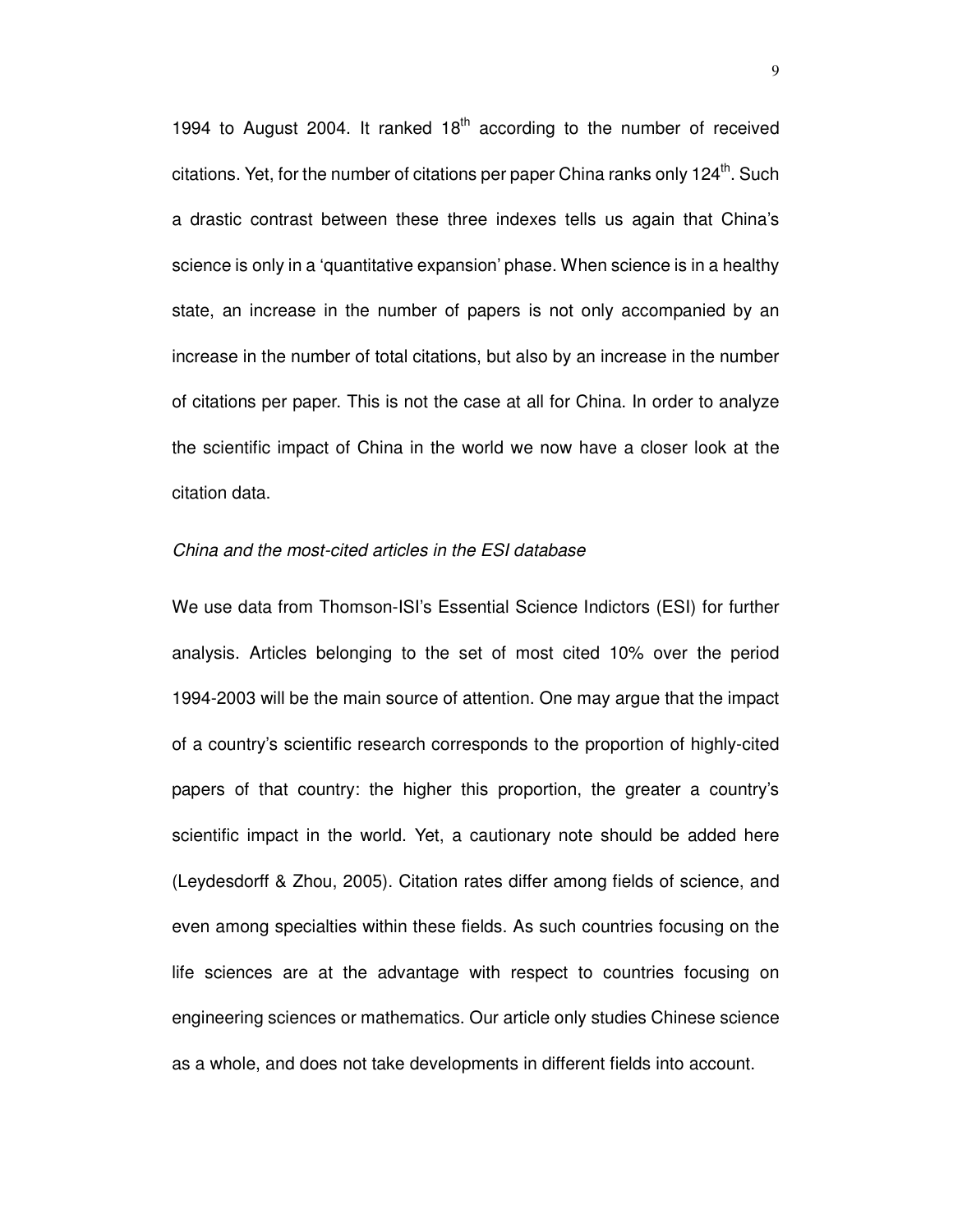1994 to August 2004. It ranked 18th according to the number of received citations. Yet, for the number of citations per paper China ranks only 124th. Such a drastic contrast between these three indexes tells us again that China's science is only in a 'quantitative expansion' phase. When science is in a healthy state, an increase in the number of papers is not only accompanied by an increase in the number of total citations, but also by an increase in the number of citations per paper. This is not the case at all for China. In order to analyze the scientific impact of China in the world we now have a closer look at the citation data.

*China and the most-cited articles in the ESI database*

We use data from Thomson-ISI's Essential Science Indictors (ESI) for further analysis. Articles belonging to the set of most cited 10% over the period 1994-2003 will be the main source of attention. One may argue that the impact of a country's scientific research corresponds to the proportion of highly-cited papers of that country: the higher this proportion, the greater a country's scientific impact in the world. Yet, a cautionary note should be added here (Leydesdorff & Zhou, 2005). Citation rates differ among fields of science, and even among specialties within these fields. As such countries focusing on the life sciences are at the advantage with respect to countries focusing on engineering sciences or mathematics. Our article only studies Chinese science as a whole, and does not take developments in different fields into account.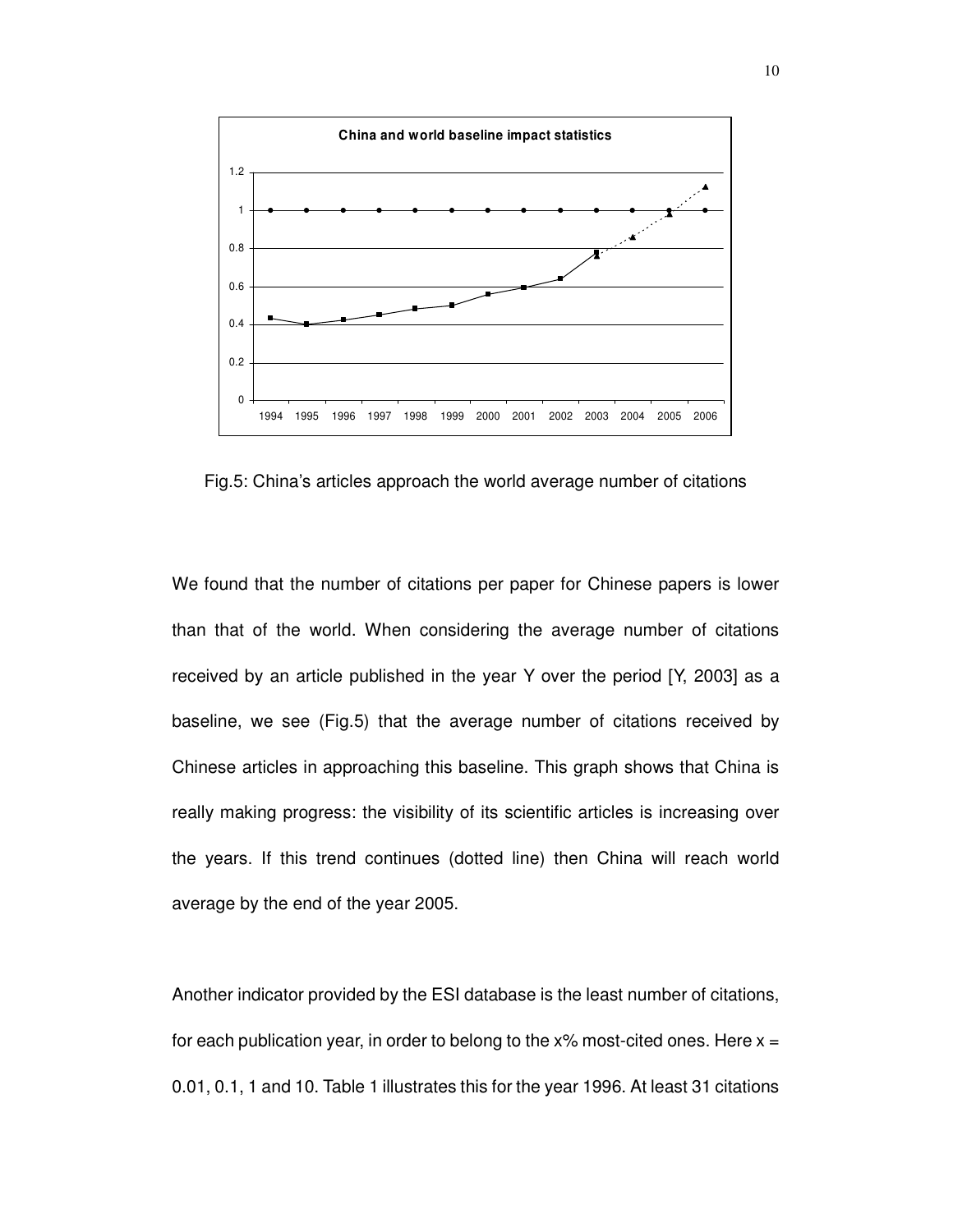China and world baseline impact statistics

1.2
1
0.8
0.6
0.4
0.2
0

1994 1995 1996 1997 1998 1999 2000 2001 2002 2003 2004 2005 2006

Fig.5: China's articles approach the world average number of citations

We found that the number of citations per paper for Chinese papers is lower than that of the world. When considering the average number of citations received by an article published in the year Y over the period [Y, 2003] as a baseline, we see (Fig.5) that the average number of citations received by Chinese articles in approaching this baseline. This graph shows that China is really making progress: the visibility of its scientific articles is increasing over the years. If this trend continues (dotted line) then China will reach world average by the end of the year 2005.

Another indicator provided by the ESI database is the least number of citations, for each publication year, in order to belong to the x% most-cited ones. Here x = 0.01, 0.1, 1 and 10. Table 1 illustrates this for the year 1996. At least 31 citations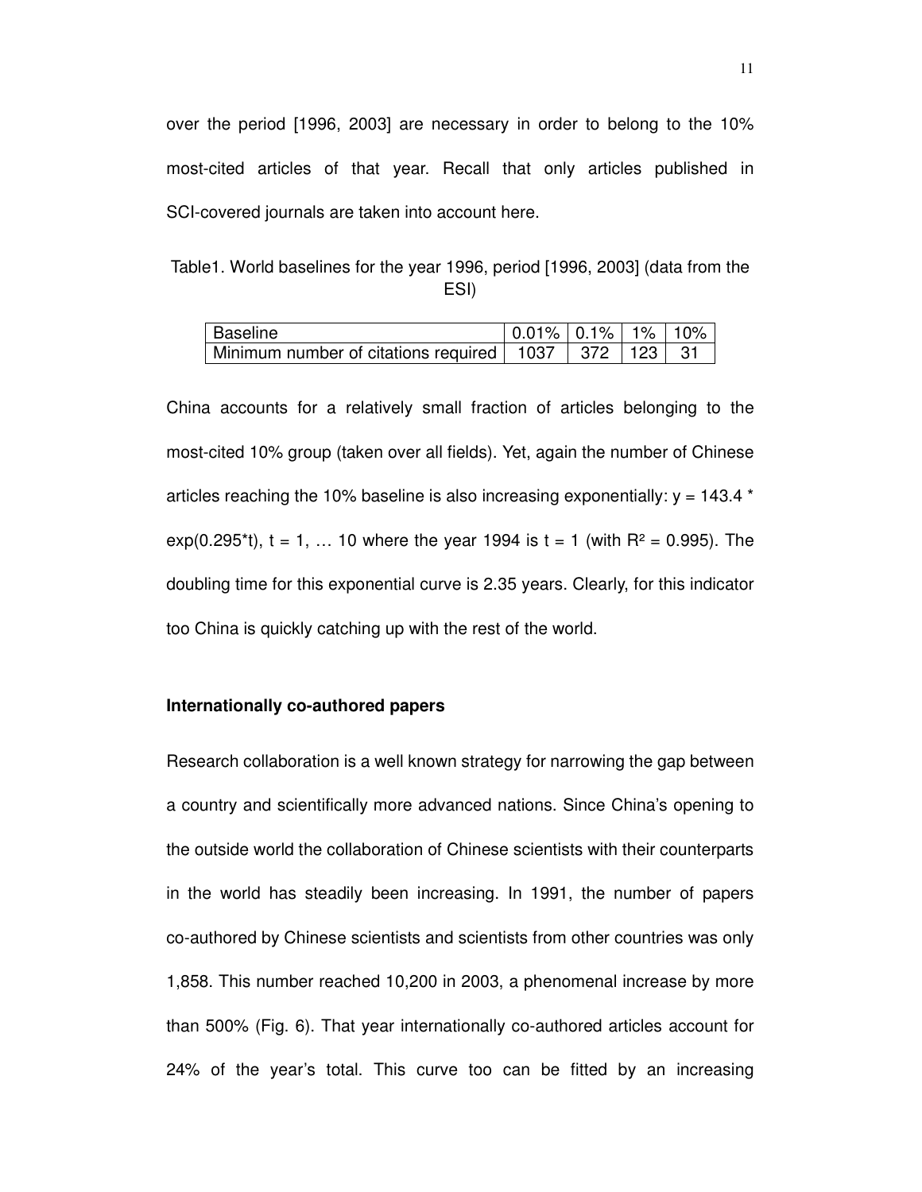over the period [1996, 2003] are necessary in order to belong to the 10% most-cited articles of that year. Recall that only articles published in SCI-covered journals are taken into account here.

Table1. World baselines for the year 1996, period [1996, 2003] (data from the ESI)

| Baseline | 0.01% | 0.1% | 1% | 10% |
|---|---|---|---|---|
| Minimum number of citations required | 1037 | 372 | 123 | 31 |

China accounts for a relatively small fraction of articles belonging to the most-cited 10% group (taken over all fields). Yet, again the number of Chinese articles reaching the 10% baseline is also increasing exponentially: $y = 143.4 * \exp(0.295*t)$, $t = 1, \ldots 10$ where the year 1994 is $t = 1$ (with $R^2 = 0.995$). The doubling time for this exponential curve is 2.35 years. Clearly, for this indicator too China is quickly catching up with the rest of the world.

**Internationally co-authored papers**

Research collaboration is a well known strategy for narrowing the gap between a country and scientifically more advanced nations. Since China's opening to the outside world the collaboration of Chinese scientists with their counterparts in the world has steadily been increasing. In 1991, the number of papers co-authored by Chinese scientists and scientists from other countries was only 1,858. This number reached 10,200 in 2003, a phenomenal increase by more than 500% (Fig. 6). That year internationally co-authored articles account for 24% of the year's total. This curve too can be fitted by an increasing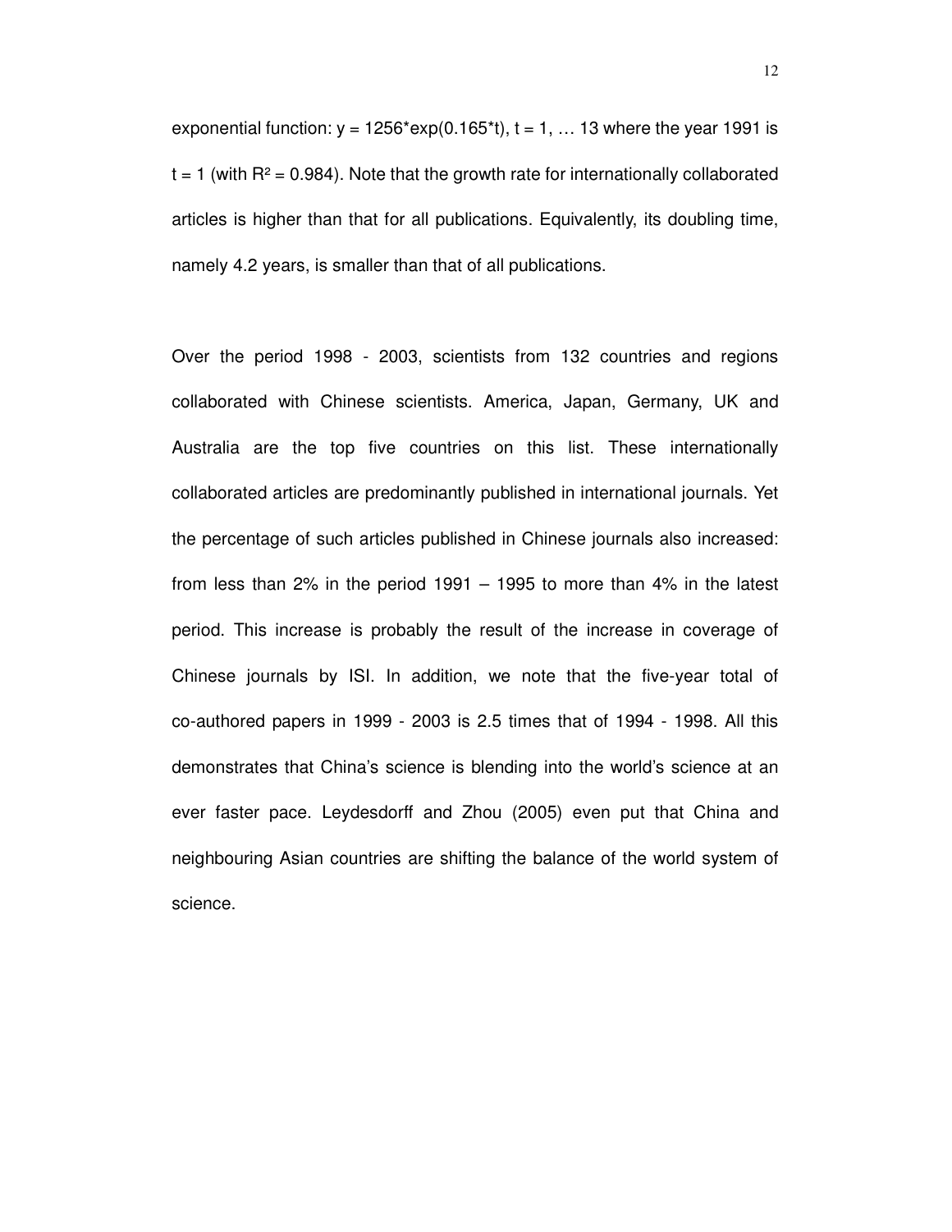exponential function: $y = 1256*\exp(0.165*t)$, $t = 1, \ldots 13$ where the year 1991 is $t = 1$ (with $R^2 = 0.984$). Note that the growth rate for internationally collaborated articles is higher than that for all publications. Equivalently, its doubling time, namely 4.2 years, is smaller than that of all publications.

Over the period 1998 - 2003, scientists from 132 countries and regions collaborated with Chinese scientists. America, Japan, Germany, UK and Australia are the top five countries on this list. These internationally collaborated articles are predominantly published in international journals. Yet the percentage of such articles published in Chinese journals also increased: from less than 2% in the period 1991 – 1995 to more than 4% in the latest period. This increase is probably the result of the increase in coverage of Chinese journals by ISI. In addition, we note that the five-year total of co-authored papers in 1999 - 2003 is 2.5 times that of 1994 - 1998. All this demonstrates that China's science is blending into the world's science at an ever faster pace. Leydesdorff and Zhou (2005) even put that China and neighbouring Asian countries are shifting the balance of the world system of science.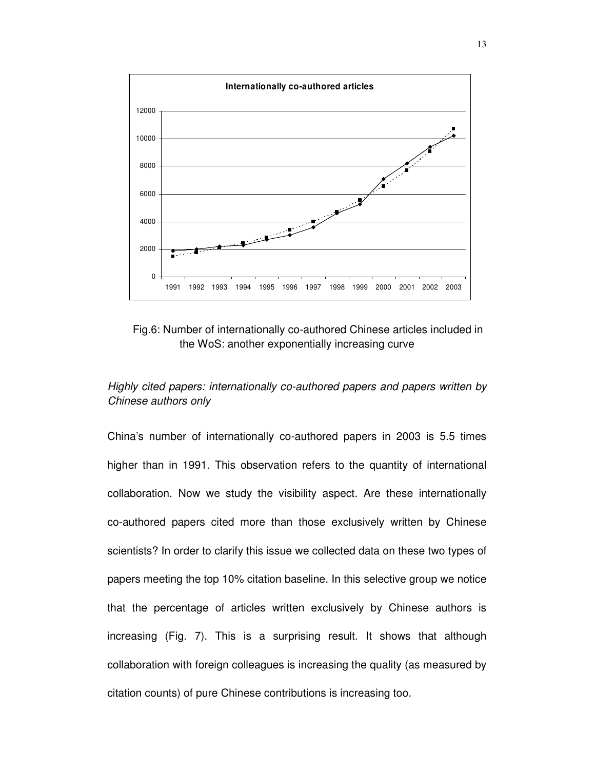Internationally co-authored articles

12000
10000
8000
6000
4000
2000
0

1991 1992 1993 1994 1995 1996 1997 1998 1999 2000 2001 2002 2003

Fig.6: Number of internationally co-authored Chinese articles included in the WoS: another exponentially increasing curve

*Highly cited papers: internationally co-authored papers and papers written by Chinese authors only*

China's number of internationally co-authored papers in 2003 is 5.5 times higher than in 1991. This observation refers to the quantity of international collaboration. Now we study the visibility aspect. Are these internationally co-authored papers cited more than those exclusively written by Chinese scientists? In order to clarify this issue we collected data on these two types of papers meeting the top 10% citation baseline. In this selective group we notice that the percentage of articles written exclusively by Chinese authors is increasing (Fig. 7). This is a surprising result. It shows that although collaboration with foreign colleagues is increasing the quality (as measured by citation counts) of pure Chinese contributions is increasing too.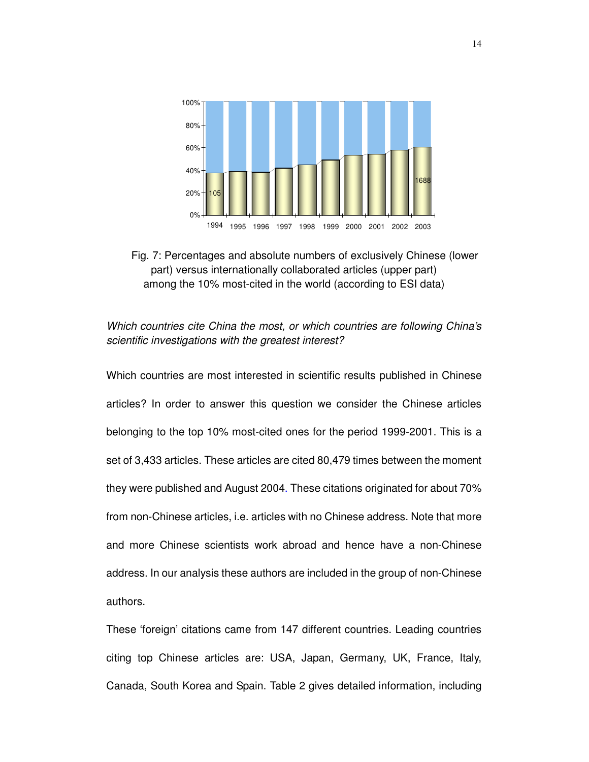100%
80%
60%
40%
20%
0%
105
1688
1994 1995 1996 1997 1998 1999 2000 2001 2002 2003

Fig. 7: Percentages and absolute numbers of exclusively Chinese (lower part) versus internationally collaborated articles (upper part) among the 10% most-cited in the world (according to ESI data)

*Which countries cite China the most, or which countries are following China's scientific investigations with the greatest interest?*

Which countries are most interested in scientific results published in Chinese articles? In order to answer this question we consider the Chinese articles belonging to the top 10% most-cited ones for the period 1999-2001. This is a set of 3,433 articles. These articles are cited 80,479 times between the moment they were published and August 2004. These citations originated for about 70% from non-Chinese articles, i.e. articles with no Chinese address. Note that more and more Chinese scientists work abroad and hence have a non-Chinese address. In our analysis these authors are included in the group of non-Chinese authors.

These 'foreign' citations came from 147 different countries. Leading countries citing top Chinese articles are: USA, Japan, Germany, UK, France, Italy, Canada, South Korea and Spain. Table 2 gives detailed information, including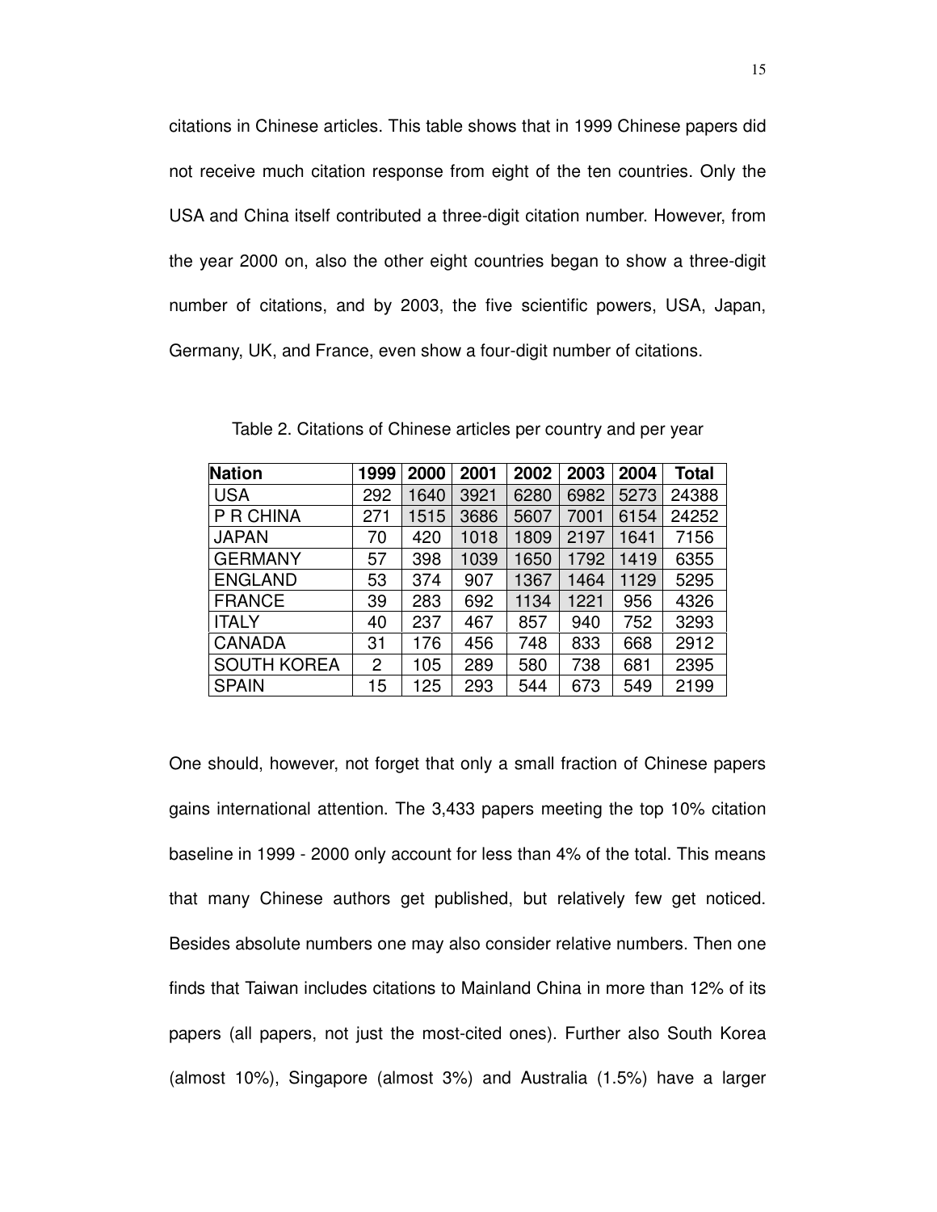citations in Chinese articles. This table shows that in 1999 Chinese papers did not receive much citation response from eight of the ten countries. Only the USA and China itself contributed a three-digit citation number. However, from the year 2000 on, also the other eight countries began to show a three-digit number of citations, and by 2003, the five scientific powers, USA, Japan, Germany, UK, and France, even show a four-digit number of citations.

Table 2. Citations of Chinese articles per country and per year

| Nation | 1999 | 2000 | 2001 | 2002 | 2003 | 2004 | Total |
|---|---|---|---|---|---|---|---|
| USA | 292 | 1640 | 3921 | 6280 | 6982 | 5273 | 24388 |
| P R CHINA | 271 | 1515 | 3686 | 5607 | 7001 | 6154 | 24252 |
| JAPAN | 70 | 420 | 1018 | 1809 | 2197 | 1641 | 7156 |
| GERMANY | 57 | 398 | 1039 | 1650 | 1792 | 1419 | 6355 |
| ENGLAND | 53 | 374 | 907 | 1367 | 1464 | 1129 | 5295 |
| FRANCE | 39 | 283 | 692 | 1134 | 1221 | 956 | 4326 |
| ITALY | 40 | 237 | 467 | 857 | 940 | 752 | 3293 |
| CANADA | 31 | 176 | 456 | 748 | 833 | 668 | 2912 |
| SOUTH KOREA | 2 | 105 | 289 | 580 | 738 | 681 | 2395 |
| SPAIN | 15 | 125 | 293 | 544 | 673 | 549 | 2199 |

One should, however, not forget that only a small fraction of Chinese papers gains international attention. The 3,433 papers meeting the top 10% citation baseline in 1999 - 2000 only account for less than 4% of the total. This means that many Chinese authors get published, but relatively few get noticed. Besides absolute numbers one may also consider relative numbers. Then one finds that Taiwan includes citations to Mainland China in more than 12% of its papers (all papers, not just the most-cited ones). Further also South Korea (almost 10%), Singapore (almost 3%) and Australia (1.5%) have a larger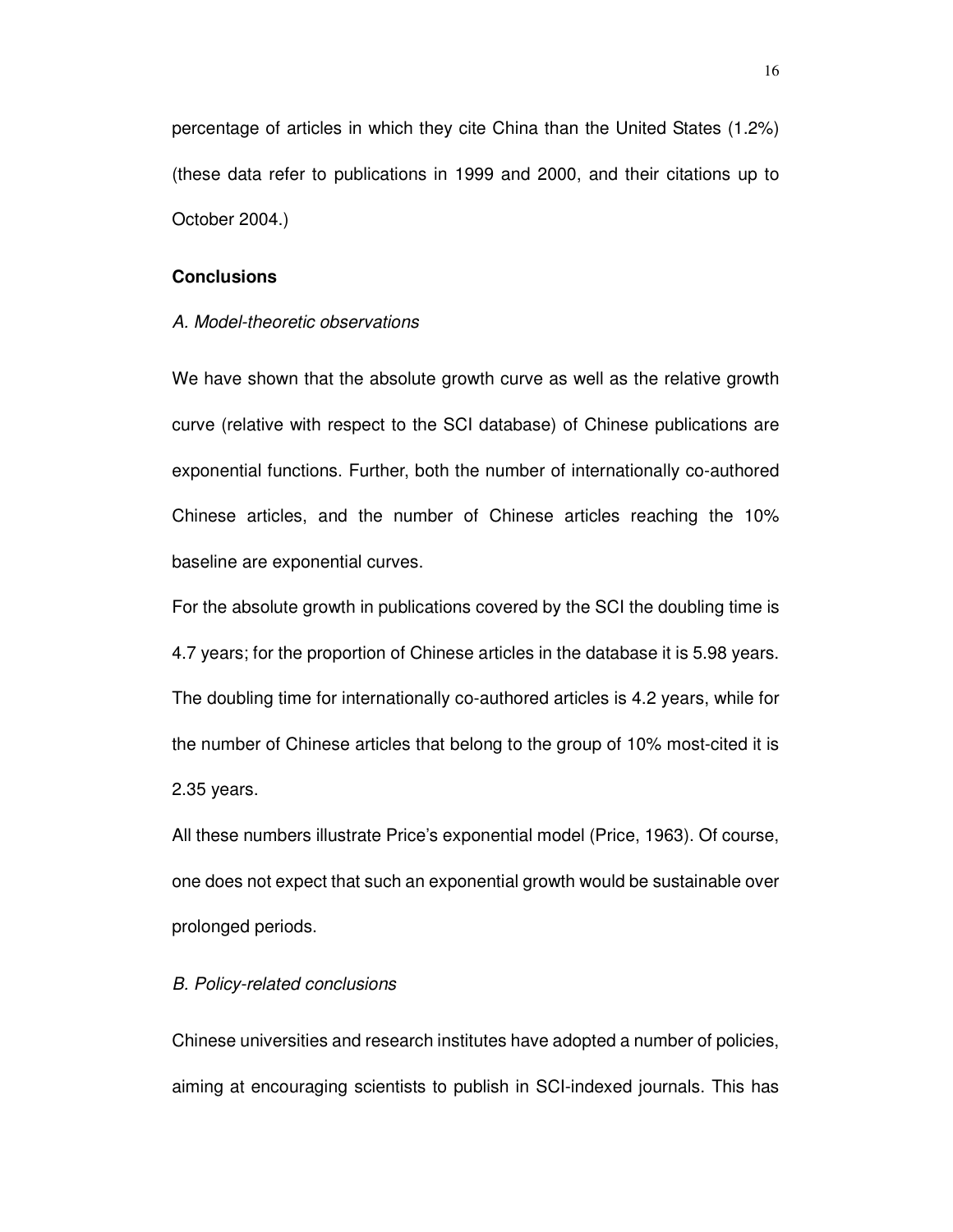percentage of articles in which they cite China than the United States (1.2%) (these data refer to publications in 1999 and 2000, and their citations up to October 2004.)

## Conclusions

### *A. Model-theoretic observations*

We have shown that the absolute growth curve as well as the relative growth curve (relative with respect to the SCI database) of Chinese publications are exponential functions. Further, both the number of internationally co-authored Chinese articles, and the number of Chinese articles reaching the 10% baseline are exponential curves.

For the absolute growth in publications covered by the SCI the doubling time is 4.7 years; for the proportion of Chinese articles in the database it is 5.98 years. The doubling time for internationally co-authored articles is 4.2 years, while for the number of Chinese articles that belong to the group of 10% most-cited it is 2.35 years.

All these numbers illustrate Price's exponential model (Price, 1963). Of course, one does not expect that such an exponential growth would be sustainable over prolonged periods.

### *B. Policy-related conclusions*

Chinese universities and research institutes have adopted a number of policies, aiming at encouraging scientists to publish in SCI-indexed journals. This has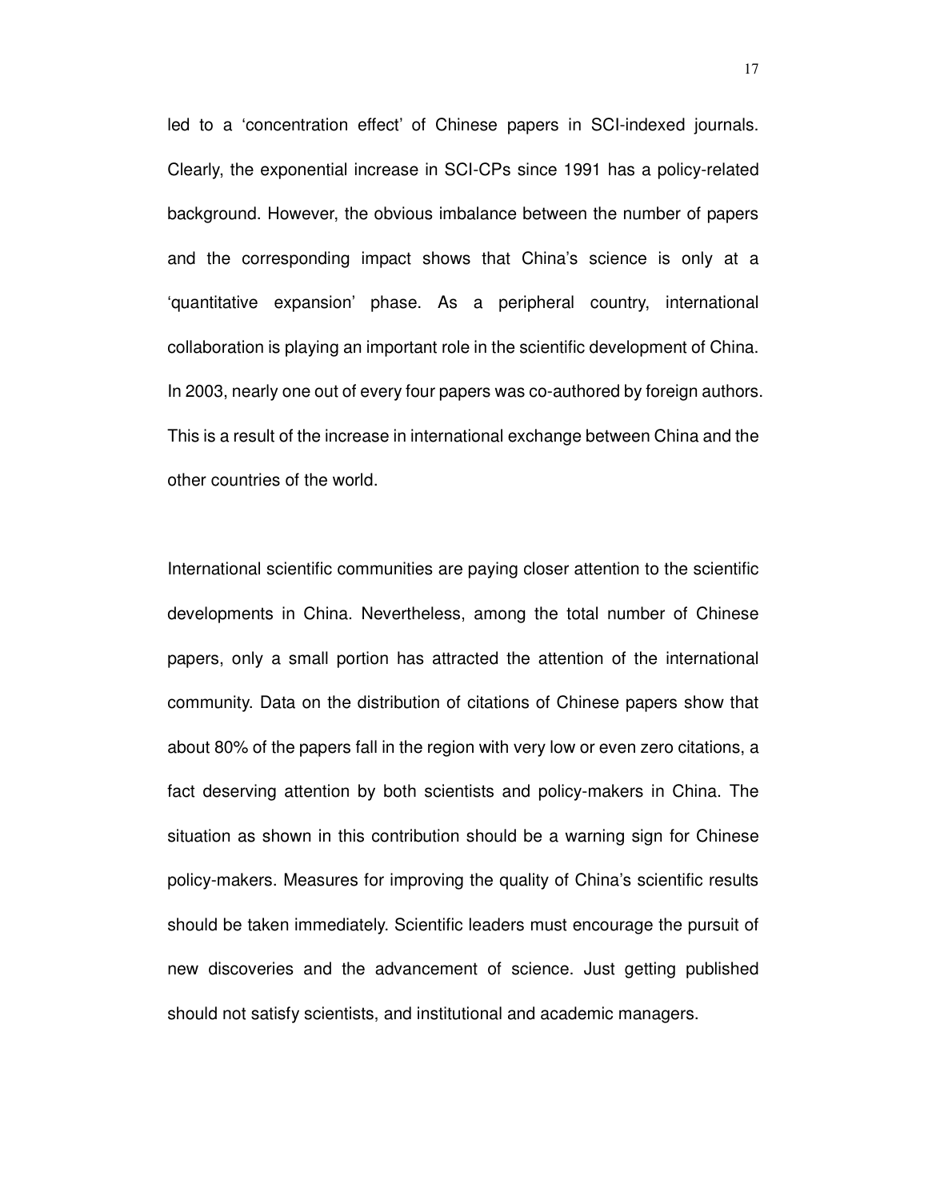led to a 'concentration effect' of Chinese papers in SCI-indexed journals. Clearly, the exponential increase in SCI-CPs since 1991 has a policy-related background. However, the obvious imbalance between the number of papers and the corresponding impact shows that China's science is only at a 'quantitative expansion' phase. As a peripheral country, international collaboration is playing an important role in the scientific development of China. In 2003, nearly one out of every four papers was co-authored by foreign authors. This is a result of the increase in international exchange between China and the other countries of the world.

International scientific communities are paying closer attention to the scientific developments in China. Nevertheless, among the total number of Chinese papers, only a small portion has attracted the attention of the international community. Data on the distribution of citations of Chinese papers show that about 80% of the papers fall in the region with very low or even zero citations, a fact deserving attention by both scientists and policy-makers in China. The situation as shown in this contribution should be a warning sign for Chinese policy-makers. Measures for improving the quality of China's scientific results should be taken immediately. Scientific leaders must encourage the pursuit of new discoveries and the advancement of science. Just getting published should not satisfy scientists, and institutional and academic managers.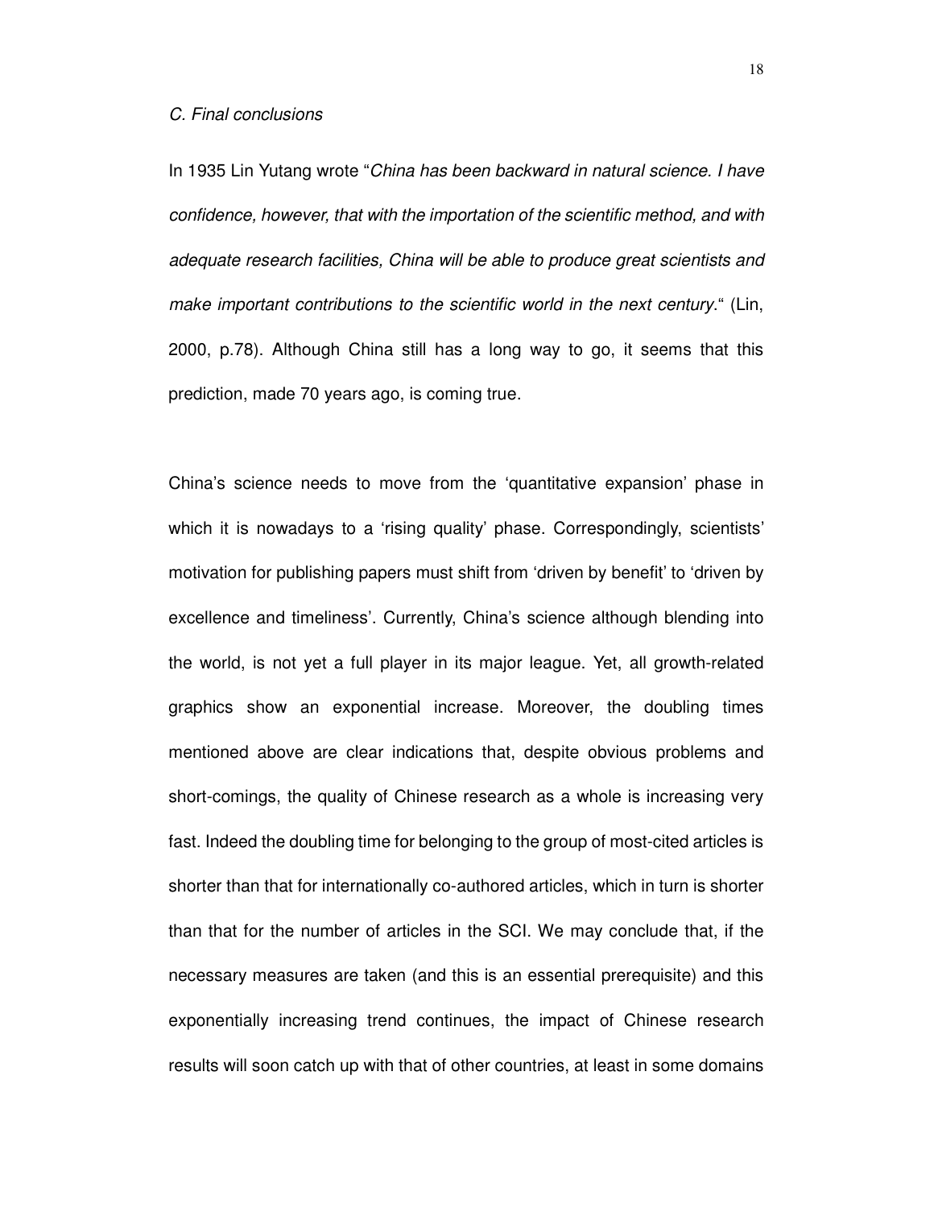*C. Final conclusions*

In 1935 Lin Yutang wrote "*China has been backward in natural science. I have confidence, however, that with the importation of the scientific method, and with adequate research facilities, China will be able to produce great scientists and make important contributions to the scientific world in the next century*." (Lin, 2000, p.78). Although China still has a long way to go, it seems that this prediction, made 70 years ago, is coming true.

China's science needs to move from the 'quantitative expansion' phase in which it is nowadays to a 'rising quality' phase. Correspondingly, scientists' motivation for publishing papers must shift from 'driven by benefit' to 'driven by excellence and timeliness'. Currently, China's science although blending into the world, is not yet a full player in its major league. Yet, all growth-related graphics show an exponential increase. Moreover, the doubling times mentioned above are clear indications that, despite obvious problems and short-comings, the quality of Chinese research as a whole is increasing very fast. Indeed the doubling time for belonging to the group of most-cited articles is shorter than that for internationally co-authored articles, which in turn is shorter than that for the number of articles in the SCI. We may conclude that, if the necessary measures are taken (and this is an essential prerequisite) and this exponentially increasing trend continues, the impact of Chinese research results will soon catch up with that of other countries, at least in some domains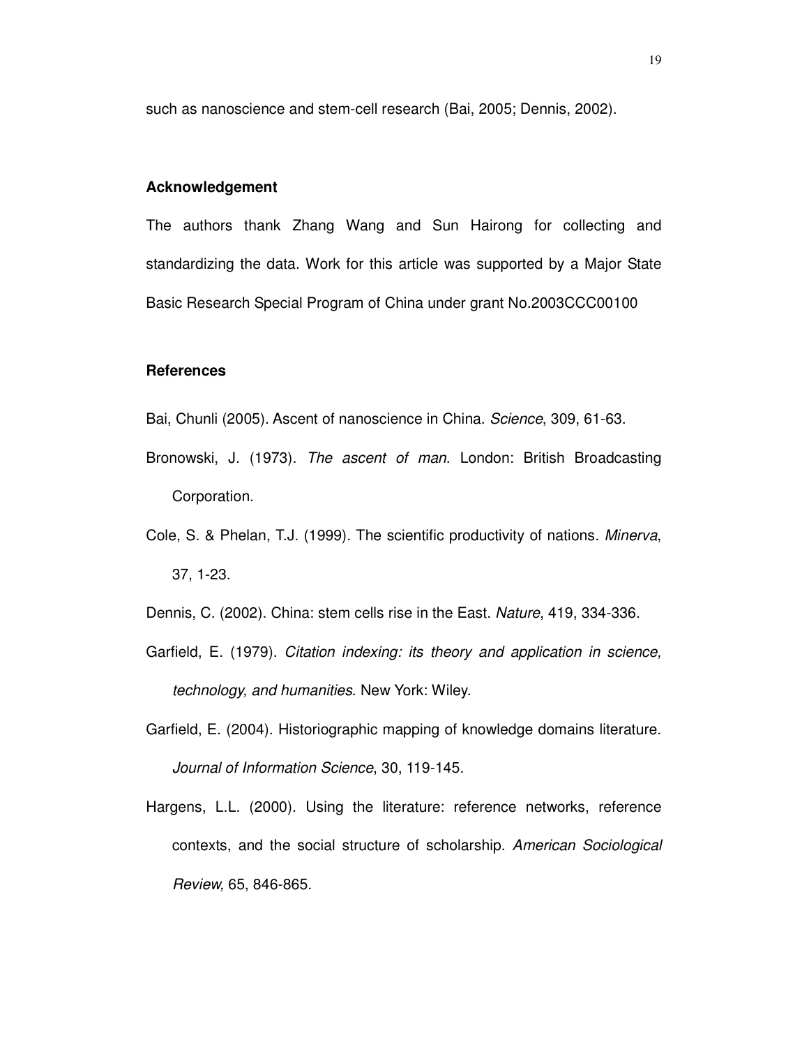such as nanoscience and stem-cell research (Bai, 2005; Dennis, 2002).

## Acknowledgement

The authors thank Zhang Wang and Sun Hairong for collecting and standardizing the data. Work for this article was supported by a Major State Basic Research Special Program of China under grant No.2003CCC00100

## References

Bai, Chunli (2005). Ascent of nanoscience in China. *Science*, 309, 61-63.

Bronowski, J. (1973). *The ascent of man*. London: British Broadcasting Corporation.

Cole, S. & Phelan, T.J. (1999). The scientific productivity of nations. *Minerva*, 37, 1-23.

Dennis, C. (2002). China: stem cells rise in the East. *Nature*, 419, 334-336.

Garfield, E. (1979). *Citation indexing: its theory and application in science, technology, and humanities*. New York: Wiley.

Garfield, E. (2004). Historiographic mapping of knowledge domains literature. *Journal of Information Science*, 30, 119-145.

Hargens, L.L. (2000). Using the literature: reference networks, reference contexts, and the social structure of scholarship. *American Sociological Review,* 65, 846-865.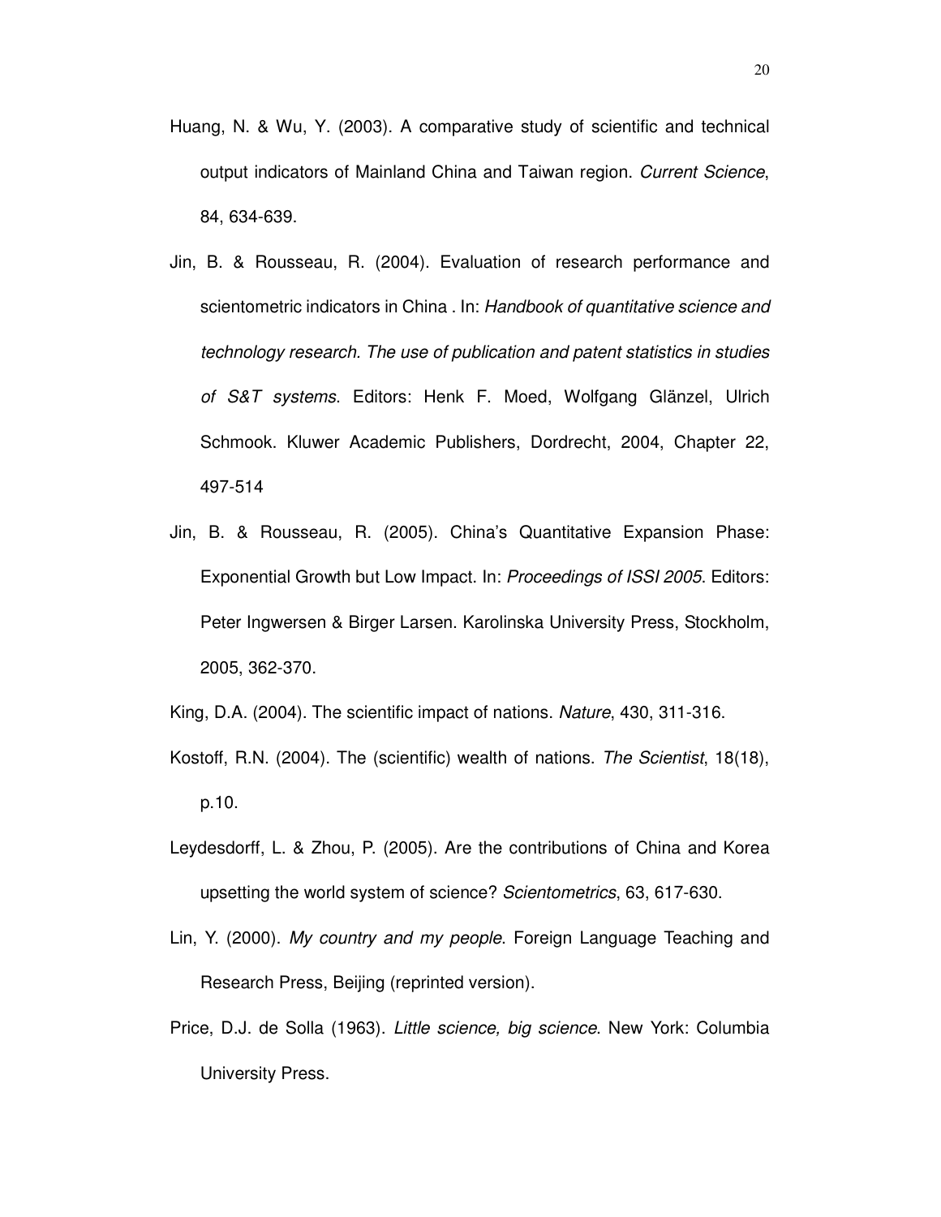Huang, N. & Wu, Y. (2003). A comparative study of scientific and technical output indicators of Mainland China and Taiwan region. *Current Science*, 84, 634-639.

Jin, B. & Rousseau, R. (2004). Evaluation of research performance and scientometric indicators in China . In: *Handbook of quantitative science and technology research. The use of publication and patent statistics in studies of S&T systems*. Editors: Henk F. Moed, Wolfgang Glänzel, Ulrich Schmook. Kluwer Academic Publishers, Dordrecht, 2004, Chapter 22, 497-514

Jin, B. & Rousseau, R. (2005). China's Quantitative Expansion Phase: Exponential Growth but Low Impact. In: *Proceedings of ISSI 2005*. Editors: Peter Ingwersen & Birger Larsen. Karolinska University Press, Stockholm, 2005, 362-370.

King, D.A. (2004). The scientific impact of nations. *Nature*, 430, 311-316.

Kostoff, R.N. (2004). The (scientific) wealth of nations. *The Scientist*, 18(18), p.10.

Leydesdorff, L. & Zhou, P. (2005). Are the contributions of China and Korea upsetting the world system of science? *Scientometrics*, 63, 617-630.

Lin, Y. (2000). *My country and my people*. Foreign Language Teaching and Research Press, Beijing (reprinted version).

Price, D.J. de Solla (1963). *Little science, big science*. New York: Columbia University Press.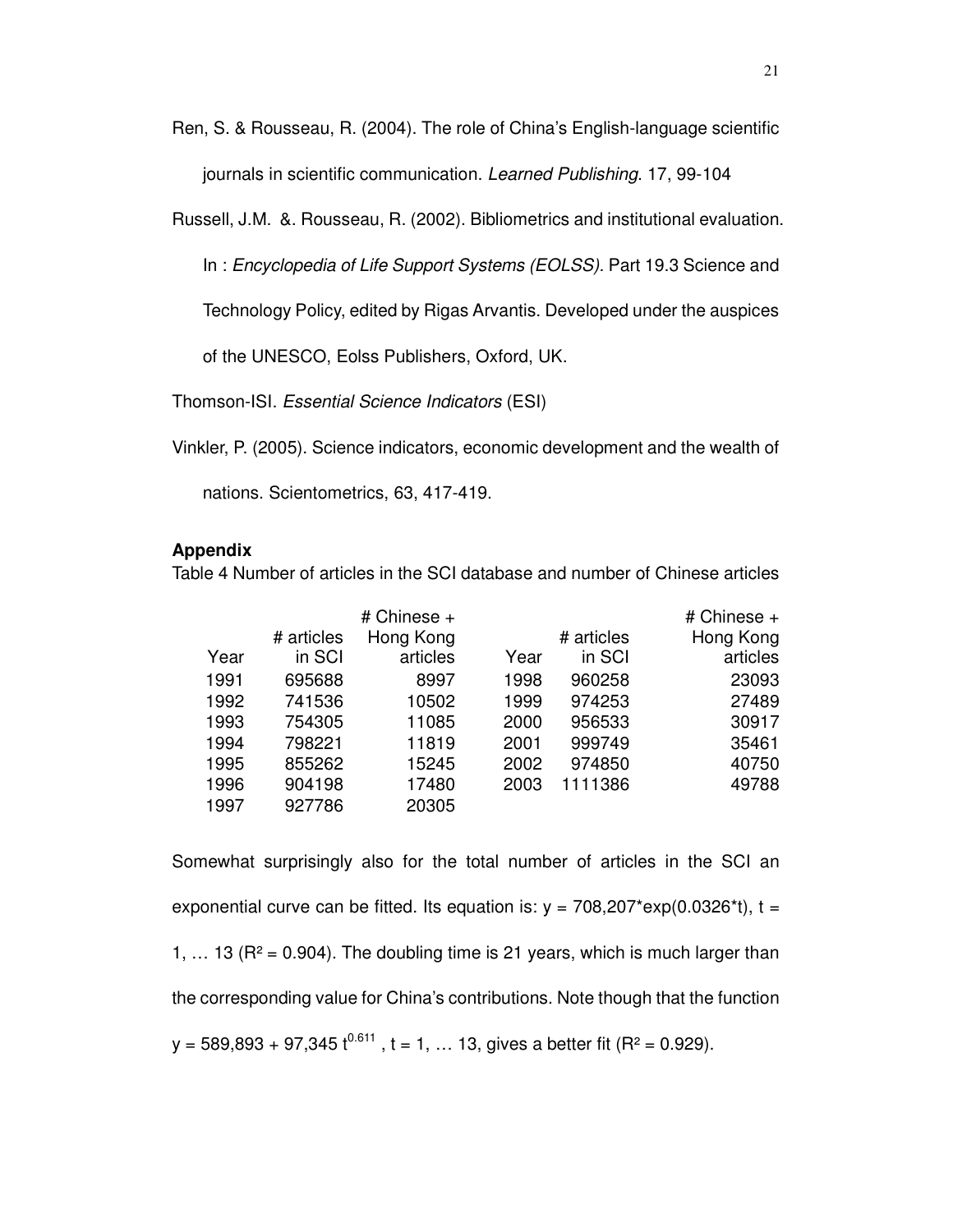Ren, S. & Rousseau, R. (2004). The role of China's English-language scientific journals in scientific communication. *Learned Publishing*. 17, 99-104

Russell, J.M. &. Rousseau, R. (2002). Bibliometrics and institutional evaluation. In : *Encyclopedia of Life Support Systems (EOLSS).* Part 19.3 Science and Technology Policy, edited by Rigas Arvantis. Developed under the auspices of the UNESCO, Eolss Publishers, Oxford, UK.

Thomson-ISI. *Essential Science Indicators* (ESI)

Vinkler, P. (2005). Science indicators, economic development and the wealth of nations. Scientometrics, 63, 417-419.

**Appendix**

Table 4 Number of articles in the SCI database and number of Chinese articles

| Year | # articles in SCI | # Chinese + Hong Kong articles | Year | # articles in SCI | # Chinese + Hong Kong articles |
|---|---|---|---|---|---|
| 1991 | 695688 | 8997 | 1998 | 960258 | 23093 |
| 1992 | 741536 | 10502 | 1999 | 974253 | 27489 |
| 1993 | 754305 | 11085 | 2000 | 956533 | 30917 |
| 1994 | 798221 | 11819 | 2001 | 999749 | 35461 |
| 1995 | 855262 | 15245 | 2002 | 974850 | 40750 |
| 1996 | 904198 | 17480 | 2003 | 1111386 | 49788 |
| 1997 | 927786 | 20305 | | | |

Somewhat surprisingly also for the total number of articles in the SCI an exponential curve can be fitted. Its equation is: $y = 708{,}207 \cdot \exp(0.0326 \cdot t)$, $t = 1, \ldots 13$ ($R^2 = 0.904$). The doubling time is 21 years, which is much larger than the corresponding value for China's contributions. Note though that the function $y = 589{,}893 + 97{,}345\, t^{0.611}$, $t = 1, \ldots 13$, gives a better fit ($R^2 = 0.929$).